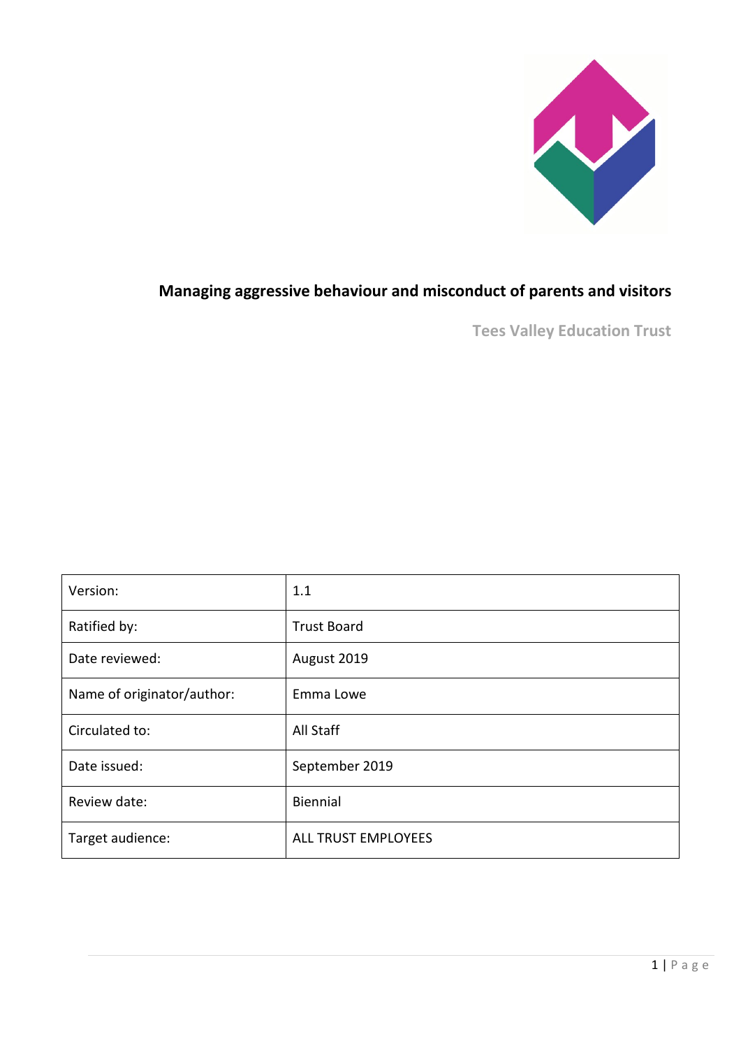# Managing aggressive behaviour and misconduct of parents and visitors

**Tees Valley Education Trust**

| Version: | 1.1 |
|---|---|
| Ratified by: | Trust Board |
| Date reviewed: | August 2019 |
| Name of originator/author: | Emma Lowe |
| Circulated to: | All Staff |
| Date issued: | September 2019 |
| Review date: | Biennial |
| Target audience: | ALL TRUST EMPLOYEES |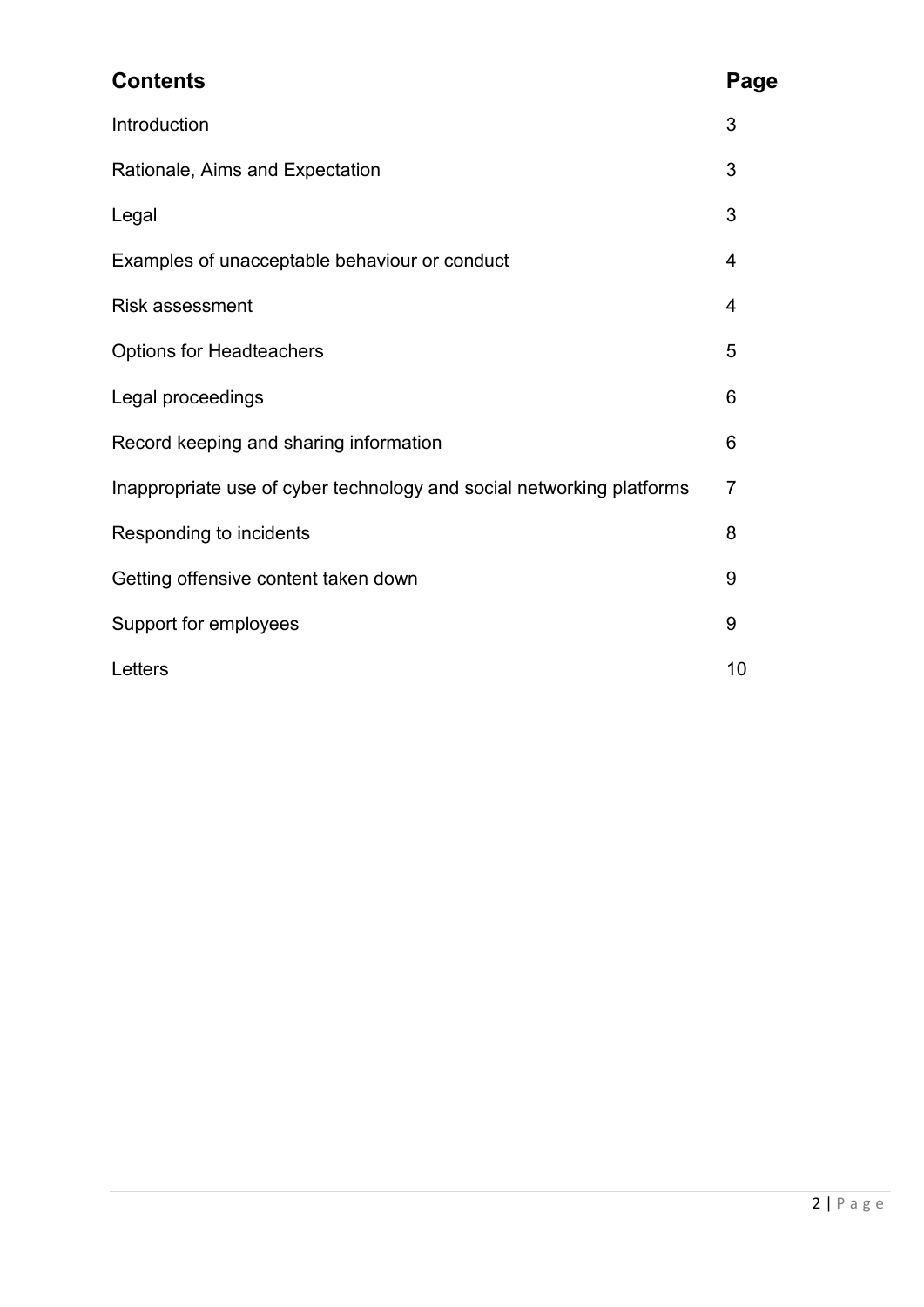| Contents | Page |
| --- | --- |
| Introduction | 3 |
| Rationale, Aims and Expectation | 3 |
| Legal | 3 |
| Examples of unacceptable behaviour or conduct | 4 |
| Risk assessment | 4 |
| Options for Headteachers | 5 |
| Legal proceedings | 6 |
| Record keeping and sharing information | 6 |
| Inappropriate use of cyber technology and social networking platforms | 7 |
| Responding to incidents | 8 |
| Getting offensive content taken down | 9 |
| Support for employees | 9 |
| Letters | 10 |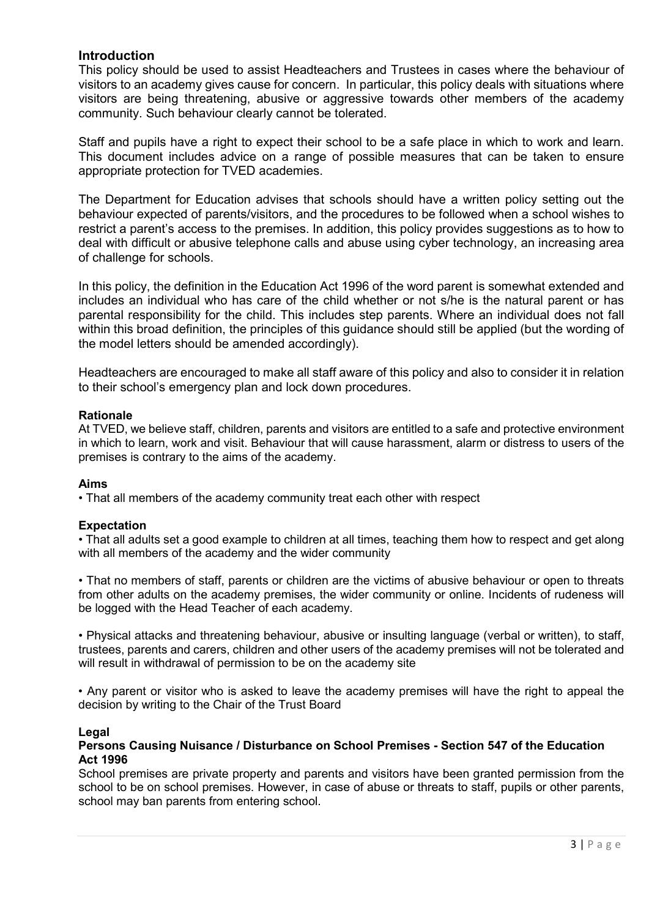## Introduction

This policy should be used to assist Headteachers and Trustees in cases where the behaviour of visitors to an academy gives cause for concern. In particular, this policy deals with situations where visitors are being threatening, abusive or aggressive towards other members of the academy community. Such behaviour clearly cannot be tolerated.

Staff and pupils have a right to expect their school to be a safe place in which to work and learn. This document includes advice on a range of possible measures that can be taken to ensure appropriate protection for TVED academies.

The Department for Education advises that schools should have a written policy setting out the behaviour expected of parents/visitors, and the procedures to be followed when a school wishes to restrict a parent's access to the premises. In addition, this policy provides suggestions as to how to deal with difficult or abusive telephone calls and abuse using cyber technology, an increasing area of challenge for schools.

In this policy, the definition in the Education Act 1996 of the word parent is somewhat extended and includes an individual who has care of the child whether or not s/he is the natural parent or has parental responsibility for the child. This includes step parents. Where an individual does not fall within this broad definition, the principles of this guidance should still be applied (but the wording of the model letters should be amended accordingly).

Headteachers are encouraged to make all staff aware of this policy and also to consider it in relation to their school's emergency plan and lock down procedures.

### Rationale

At TVED, we believe staff, children, parents and visitors are entitled to a safe and protective environment in which to learn, work and visit. Behaviour that will cause harassment, alarm or distress to users of the premises is contrary to the aims of the academy.

### Aims

- That all members of the academy community treat each other with respect

### Expectation

- That all adults set a good example to children at all times, teaching them how to respect and get along with all members of the academy and the wider community

- That no members of staff, parents or children are the victims of abusive behaviour or open to threats from other adults on the academy premises, the wider community or online. Incidents of rudeness will be logged with the Head Teacher of each academy.

- Physical attacks and threatening behaviour, abusive or insulting language (verbal or written), to staff, trustees, parents and carers, children and other users of the academy premises will not be tolerated and will result in withdrawal of permission to be on the academy site

- Any parent or visitor who is asked to leave the academy premises will have the right to appeal the decision by writing to the Chair of the Trust Board

### Legal

**Persons Causing Nuisance / Disturbance on School Premises - Section 547 of the Education Act 1996**

School premises are private property and parents and visitors have been granted permission from the school to be on school premises. However, in case of abuse or threats to staff, pupils or other parents, school may ban parents from entering school.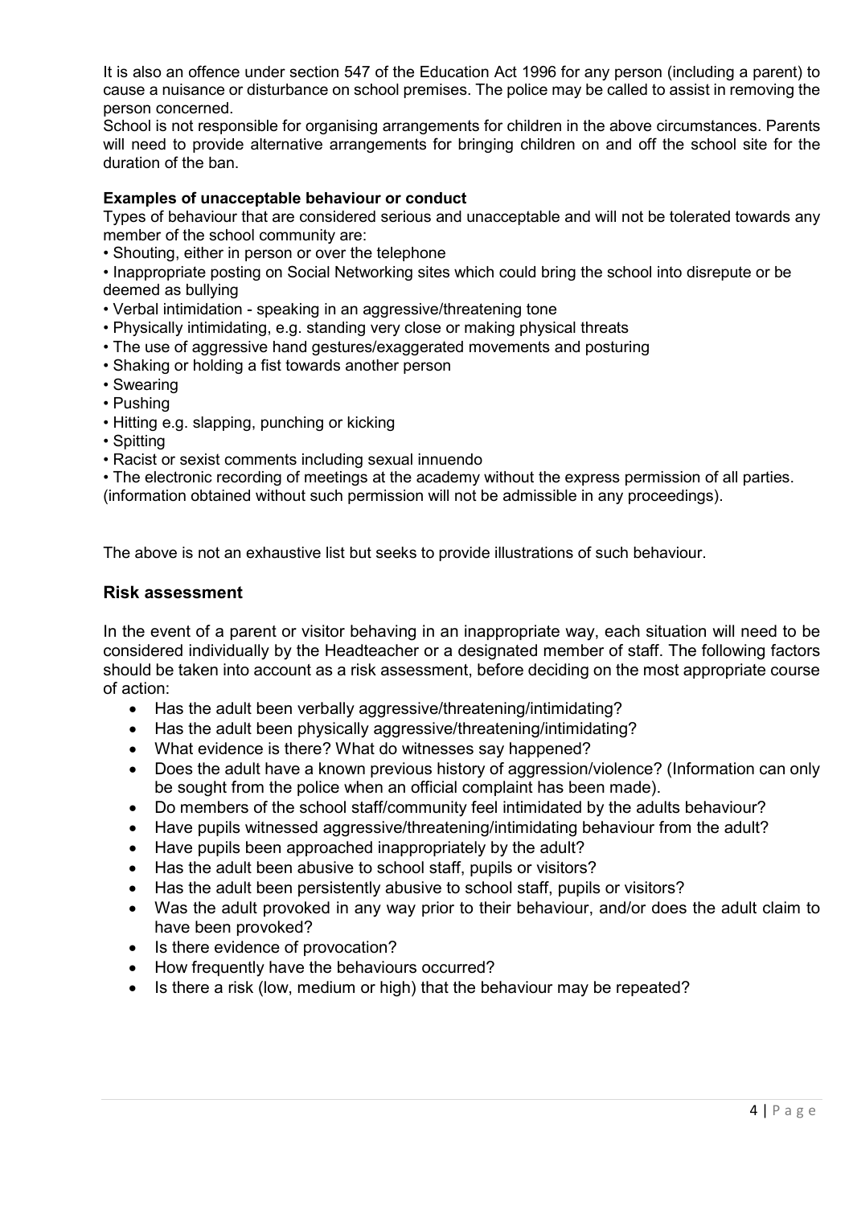It is also an offence under section 547 of the Education Act 1996 for any person (including a parent) to cause a nuisance or disturbance on school premises. The police may be called to assist in removing the person concerned.
School is not responsible for organising arrangements for children in the above circumstances. Parents will need to provide alternative arrangements for bringing children on and off the school site for the duration of the ban.

**Examples of unacceptable behaviour or conduct**

Types of behaviour that are considered serious and unacceptable and will not be tolerated towards any member of the school community are:

- Shouting, either in person or over the telephone
- Inappropriate posting on Social Networking sites which could bring the school into disrepute or be deemed as bullying
- Verbal intimidation - speaking in an aggressive/threatening tone
- Physically intimidating, e.g. standing very close or making physical threats
- The use of aggressive hand gestures/exaggerated movements and posturing
- Shaking or holding a fist towards another person
- Swearing
- Pushing
- Hitting e.g. slapping, punching or kicking
- Spitting
- Racist or sexist comments including sexual innuendo
- The electronic recording of meetings at the academy without the express permission of all parties.

(information obtained without such permission will not be admissible in any proceedings).

The above is not an exhaustive list but seeks to provide illustrations of such behaviour.

## Risk assessment

In the event of a parent or visitor behaving in an inappropriate way, each situation will need to be considered individually by the Headteacher or a designated member of staff. The following factors should be taken into account as a risk assessment, before deciding on the most appropriate course of action:

- Has the adult been verbally aggressive/threatening/intimidating?
- Has the adult been physically aggressive/threatening/intimidating?
- What evidence is there? What do witnesses say happened?
- Does the adult have a known previous history of aggression/violence? (Information can only be sought from the police when an official complaint has been made).
- Do members of the school staff/community feel intimidated by the adults behaviour?
- Have pupils witnessed aggressive/threatening/intimidating behaviour from the adult?
- Have pupils been approached inappropriately by the adult?
- Has the adult been abusive to school staff, pupils or visitors?
- Has the adult been persistently abusive to school staff, pupils or visitors?
- Was the adult provoked in any way prior to their behaviour, and/or does the adult claim to have been provoked?
- Is there evidence of provocation?
- How frequently have the behaviours occurred?
- Is there a risk (low, medium or high) that the behaviour may be repeated?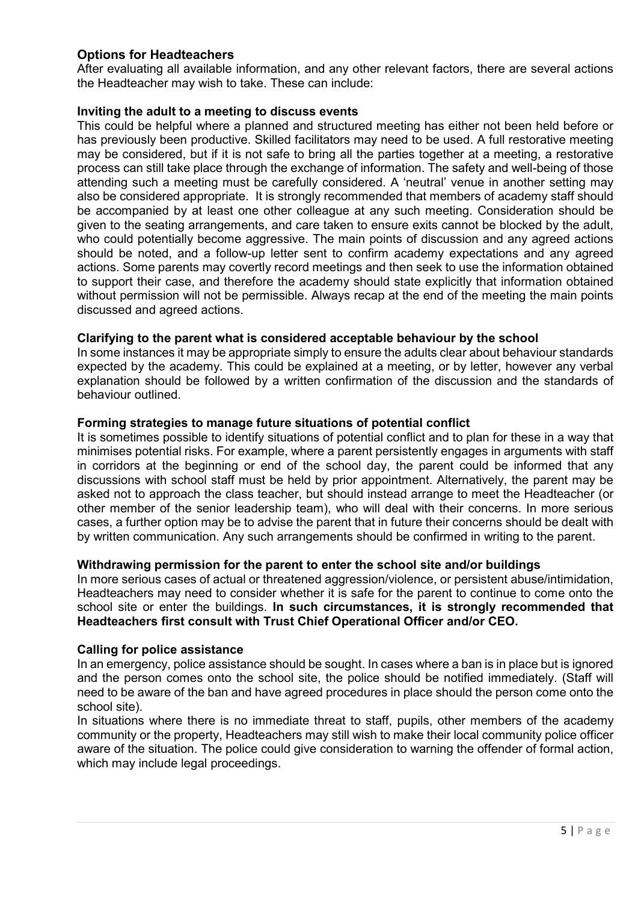## Options for Headteachers

After evaluating all available information, and any other relevant factors, there are several actions the Headteacher may wish to take. These can include:

### Inviting the adult to a meeting to discuss events

This could be helpful where a planned and structured meeting has either not been held before or has previously been productive. Skilled facilitators may need to be used. A full restorative meeting may be considered, but if it is not safe to bring all the parties together at a meeting, a restorative process can still take place through the exchange of information. The safety and well-being of those attending such a meeting must be carefully considered. A 'neutral' venue in another setting may also be considered appropriate. It is strongly recommended that members of academy staff should be accompanied by at least one other colleague at any such meeting. Consideration should be given to the seating arrangements, and care taken to ensure exits cannot be blocked by the adult, who could potentially become aggressive. The main points of discussion and any agreed actions should be noted, and a follow-up letter sent to confirm academy expectations and any agreed actions. Some parents may covertly record meetings and then seek to use the information obtained to support their case, and therefore the academy should state explicitly that information obtained without permission will not be permissible. Always recap at the end of the meeting the main points discussed and agreed actions.

### Clarifying to the parent what is considered acceptable behaviour by the school

In some instances it may be appropriate simply to ensure the adults clear about behaviour standards expected by the academy. This could be explained at a meeting, or by letter, however any verbal explanation should be followed by a written confirmation of the discussion and the standards of behaviour outlined.

### Forming strategies to manage future situations of potential conflict

It is sometimes possible to identify situations of potential conflict and to plan for these in a way that minimises potential risks. For example, where a parent persistently engages in arguments with staff in corridors at the beginning or end of the school day, the parent could be informed that any discussions with school staff must be held by prior appointment. Alternatively, the parent may be asked not to approach the class teacher, but should instead arrange to meet the Headteacher (or other member of the senior leadership team), who will deal with their concerns. In more serious cases, a further option may be to advise the parent that in future their concerns should be dealt with by written communication. Any such arrangements should be confirmed in writing to the parent.

### Withdrawing permission for the parent to enter the school site and/or buildings

In more serious cases of actual or threatened aggression/violence, or persistent abuse/intimidation, Headteachers may need to consider whether it is safe for the parent to continue to come onto the school site or enter the buildings. **In such circumstances, it is strongly recommended that Headteachers first consult with Trust Chief Operational Officer and/or CEO.**

### Calling for police assistance

In an emergency, police assistance should be sought. In cases where a ban is in place but is ignored and the person comes onto the school site, the police should be notified immediately. (Staff will need to be aware of the ban and have agreed procedures in place should the person come onto the school site).

In situations where there is no immediate threat to staff, pupils, other members of the academy community or the property, Headteachers may still wish to make their local community police officer aware of the situation. The police could give consideration to warning the offender of formal action, which may include legal proceedings.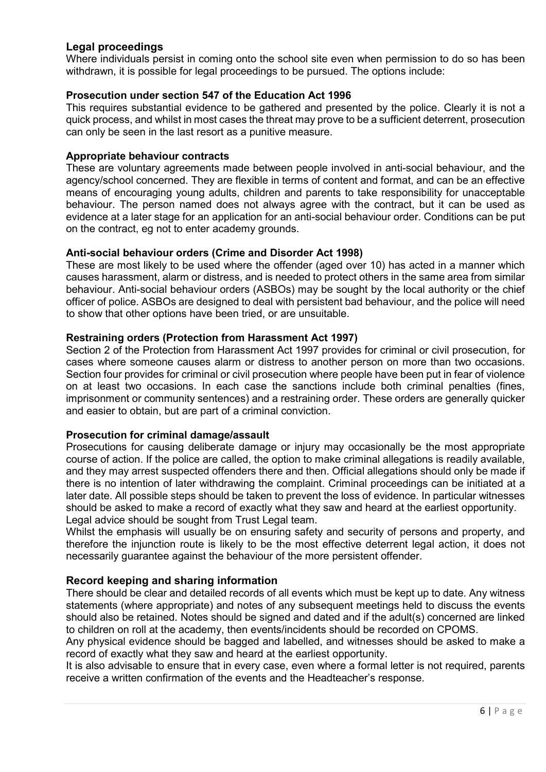## Legal proceedings

Where individuals persist in coming onto the school site even when permission to do so has been withdrawn, it is possible for legal proceedings to be pursued. The options include:

### Prosecution under section 547 of the Education Act 1996

This requires substantial evidence to be gathered and presented by the police. Clearly it is not a quick process, and whilst in most cases the threat may prove to be a sufficient deterrent, prosecution can only be seen in the last resort as a punitive measure.

### Appropriate behaviour contracts

These are voluntary agreements made between people involved in anti-social behaviour, and the agency/school concerned. They are flexible in terms of content and format, and can be an effective means of encouraging young adults, children and parents to take responsibility for unacceptable behaviour. The person named does not always agree with the contract, but it can be used as evidence at a later stage for an application for an anti-social behaviour order. Conditions can be put on the contract, eg not to enter academy grounds.

### Anti-social behaviour orders (Crime and Disorder Act 1998)

These are most likely to be used where the offender (aged over 10) has acted in a manner which causes harassment, alarm or distress, and is needed to protect others in the same area from similar behaviour. Anti-social behaviour orders (ASBOs) may be sought by the local authority or the chief officer of police. ASBOs are designed to deal with persistent bad behaviour, and the police will need to show that other options have been tried, or are unsuitable.

### Restraining orders (Protection from Harassment Act 1997)

Section 2 of the Protection from Harassment Act 1997 provides for criminal or civil prosecution, for cases where someone causes alarm or distress to another person on more than two occasions. Section four provides for criminal or civil prosecution where people have been put in fear of violence on at least two occasions. In each case the sanctions include both criminal penalties (fines, imprisonment or community sentences) and a restraining order. These orders are generally quicker and easier to obtain, but are part of a criminal conviction.

### Prosecution for criminal damage/assault

Prosecutions for causing deliberate damage or injury may occasionally be the most appropriate course of action. If the police are called, the option to make criminal allegations is readily available, and they may arrest suspected offenders there and then. Official allegations should only be made if there is no intention of later withdrawing the complaint. Criminal proceedings can be initiated at a later date. All possible steps should be taken to prevent the loss of evidence. In particular witnesses should be asked to make a record of exactly what they saw and heard at the earliest opportunity.
Legal advice should be sought from Trust Legal team.

Whilst the emphasis will usually be on ensuring safety and security of persons and property, and therefore the injunction route is likely to be the most effective deterrent legal action, it does not necessarily guarantee against the behaviour of the more persistent offender.

## Record keeping and sharing information

There should be clear and detailed records of all events which must be kept up to date. Any witness statements (where appropriate) and notes of any subsequent meetings held to discuss the events should also be retained. Notes should be signed and dated and if the adult(s) concerned are linked to children on roll at the academy, then events/incidents should be recorded on CPOMS.

Any physical evidence should be bagged and labelled, and witnesses should be asked to make a record of exactly what they saw and heard at the earliest opportunity.

It is also advisable to ensure that in every case, even where a formal letter is not required, parents receive a written confirmation of the events and the Headteacher's response.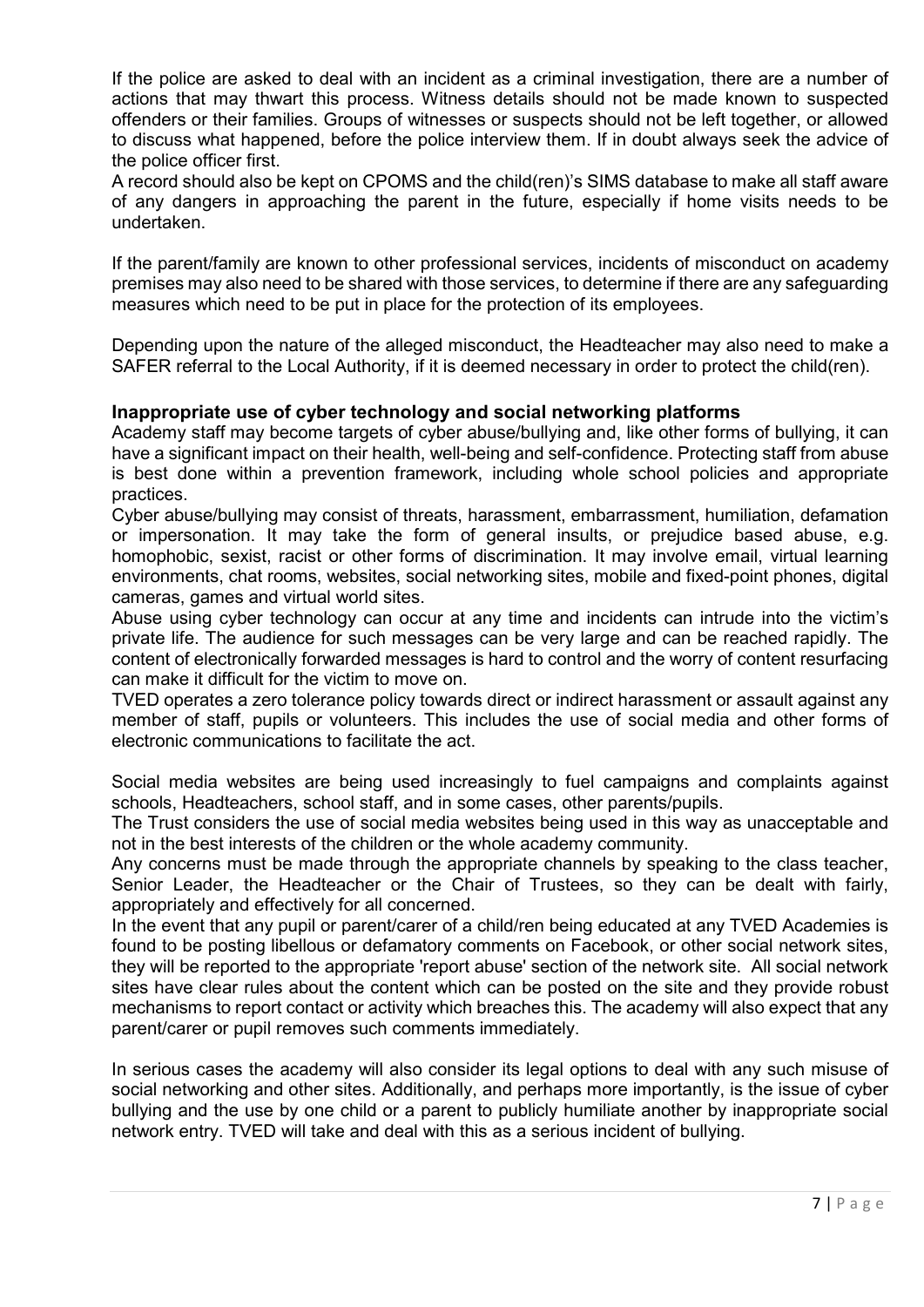If the police are asked to deal with an incident as a criminal investigation, there are a number of actions that may thwart this process. Witness details should not be made known to suspected offenders or their families. Groups of witnesses or suspects should not be left together, or allowed to discuss what happened, before the police interview them. If in doubt always seek the advice of the police officer first.

A record should also be kept on CPOMS and the child(ren)'s SIMS database to make all staff aware of any dangers in approaching the parent in the future, especially if home visits needs to be undertaken.

If the parent/family are known to other professional services, incidents of misconduct on academy premises may also need to be shared with those services, to determine if there are any safeguarding measures which need to be put in place for the protection of its employees.

Depending upon the nature of the alleged misconduct, the Headteacher may also need to make a SAFER referral to the Local Authority, if it is deemed necessary in order to protect the child(ren).

**Inappropriate use of cyber technology and social networking platforms**

Academy staff may become targets of cyber abuse/bullying and, like other forms of bullying, it can have a significant impact on their health, well-being and self-confidence. Protecting staff from abuse is best done within a prevention framework, including whole school policies and appropriate practices.

Cyber abuse/bullying may consist of threats, harassment, embarrassment, humiliation, defamation or impersonation. It may take the form of general insults, or prejudice based abuse, e.g. homophobic, sexist, racist or other forms of discrimination. It may involve email, virtual learning environments, chat rooms, websites, social networking sites, mobile and fixed-point phones, digital cameras, games and virtual world sites.

Abuse using cyber technology can occur at any time and incidents can intrude into the victim's private life. The audience for such messages can be very large and can be reached rapidly. The content of electronically forwarded messages is hard to control and the worry of content resurfacing can make it difficult for the victim to move on.

TVED operates a zero tolerance policy towards direct or indirect harassment or assault against any member of staff, pupils or volunteers. This includes the use of social media and other forms of electronic communications to facilitate the act.

Social media websites are being used increasingly to fuel campaigns and complaints against schools, Headteachers, school staff, and in some cases, other parents/pupils.

The Trust considers the use of social media websites being used in this way as unacceptable and not in the best interests of the children or the whole academy community.

Any concerns must be made through the appropriate channels by speaking to the class teacher, Senior Leader, the Headteacher or the Chair of Trustees, so they can be dealt with fairly, appropriately and effectively for all concerned.

In the event that any pupil or parent/carer of a child/ren being educated at any TVED Academies is found to be posting libellous or defamatory comments on Facebook, or other social network sites, they will be reported to the appropriate 'report abuse' section of the network site. All social network sites have clear rules about the content which can be posted on the site and they provide robust mechanisms to report contact or activity which breaches this. The academy will also expect that any parent/carer or pupil removes such comments immediately.

In serious cases the academy will also consider its legal options to deal with any such misuse of social networking and other sites. Additionally, and perhaps more importantly, is the issue of cyber bullying and the use by one child or a parent to publicly humiliate another by inappropriate social network entry. TVED will take and deal with this as a serious incident of bullying.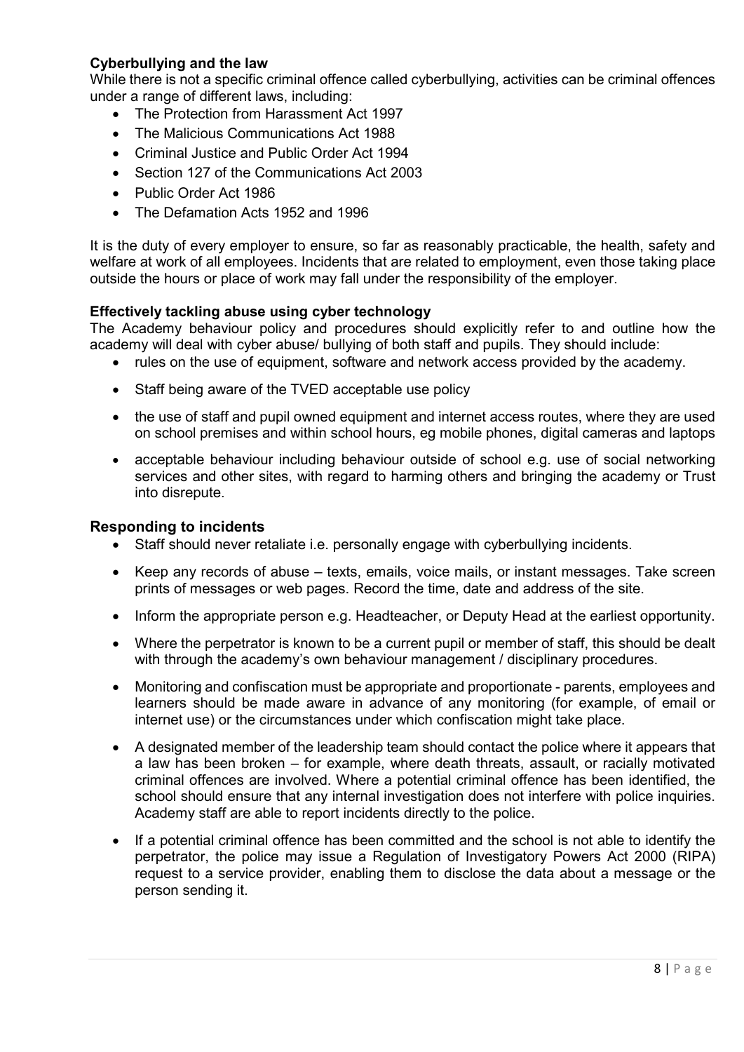### Cyberbullying and the law

While there is not a specific criminal offence called cyberbullying, activities can be criminal offences under a range of different laws, including:

- The Protection from Harassment Act 1997
- The Malicious Communications Act 1988
- Criminal Justice and Public Order Act 1994
- Section 127 of the Communications Act 2003
- Public Order Act 1986
- The Defamation Acts 1952 and 1996

It is the duty of every employer to ensure, so far as reasonably practicable, the health, safety and welfare at work of all employees. Incidents that are related to employment, even those taking place outside the hours or place of work may fall under the responsibility of the employer.

### Effectively tackling abuse using cyber technology

The Academy behaviour policy and procedures should explicitly refer to and outline how the academy will deal with cyber abuse/ bullying of both staff and pupils. They should include:

- rules on the use of equipment, software and network access provided by the academy.
- Staff being aware of the TVED acceptable use policy
- the use of staff and pupil owned equipment and internet access routes, where they are used on school premises and within school hours, eg mobile phones, digital cameras and laptops
- acceptable behaviour including behaviour outside of school e.g. use of social networking services and other sites, with regard to harming others and bringing the academy or Trust into disrepute.

## Responding to incidents

- Staff should never retaliate i.e. personally engage with cyberbullying incidents.
- Keep any records of abuse – texts, emails, voice mails, or instant messages. Take screen prints of messages or web pages. Record the time, date and address of the site.
- Inform the appropriate person e.g. Headteacher, or Deputy Head at the earliest opportunity.
- Where the perpetrator is known to be a current pupil or member of staff, this should be dealt with through the academy's own behaviour management / disciplinary procedures.
- Monitoring and confiscation must be appropriate and proportionate - parents, employees and learners should be made aware in advance of any monitoring (for example, of email or internet use) or the circumstances under which confiscation might take place.
- A designated member of the leadership team should contact the police where it appears that a law has been broken – for example, where death threats, assault, or racially motivated criminal offences are involved. Where a potential criminal offence has been identified, the school should ensure that any internal investigation does not interfere with police inquiries. Academy staff are able to report incidents directly to the police.
- If a potential criminal offence has been committed and the school is not able to identify the perpetrator, the police may issue a Regulation of Investigatory Powers Act 2000 (RIPA) request to a service provider, enabling them to disclose the data about a message or the person sending it.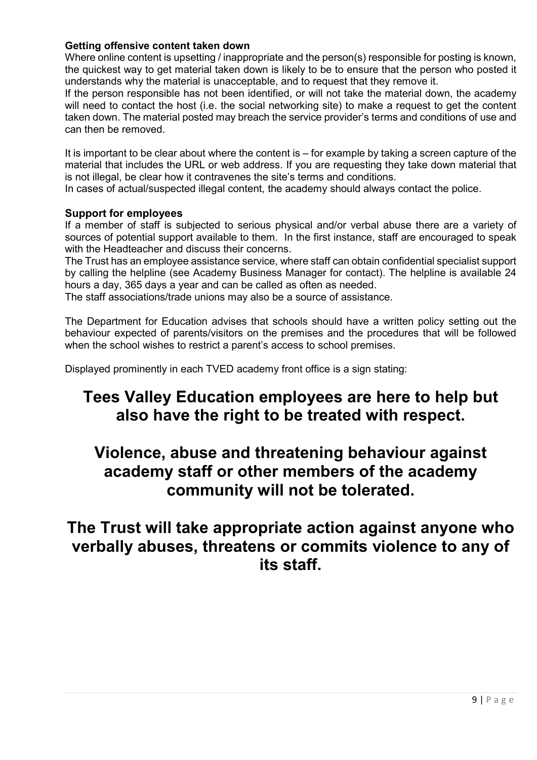**Getting offensive content taken down**

Where online content is upsetting / inappropriate and the person(s) responsible for posting is known, the quickest way to get material taken down is likely to be to ensure that the person who posted it understands why the material is unacceptable, and to request that they remove it.

If the person responsible has not been identified, or will not take the material down, the academy will need to contact the host (i.e. the social networking site) to make a request to get the content taken down. The material posted may breach the service provider's terms and conditions of use and can then be removed.

It is important to be clear about where the content is – for example by taking a screen capture of the material that includes the URL or web address. If you are requesting they take down material that is not illegal, be clear how it contravenes the site's terms and conditions.

In cases of actual/suspected illegal content, the academy should always contact the police.

**Support for employees**

If a member of staff is subjected to serious physical and/or verbal abuse there are a variety of sources of potential support available to them. In the first instance, staff are encouraged to speak with the Headteacher and discuss their concerns.

The Trust has an employee assistance service, where staff can obtain confidential specialist support by calling the helpline (see Academy Business Manager for contact). The helpline is available 24 hours a day, 365 days a year and can be called as often as needed.

The staff associations/trade unions may also be a source of assistance.

The Department for Education advises that schools should have a written policy setting out the behaviour expected of parents/visitors on the premises and the procedures that will be followed when the school wishes to restrict a parent's access to school premises.

Displayed prominently in each TVED academy front office is a sign stating:

## Tees Valley Education employees are here to help but also have the right to be treated with respect.

## Violence, abuse and threatening behaviour against academy staff or other members of the academy community will not be tolerated.

## The Trust will take appropriate action against anyone who verbally abuses, threatens or commits violence to any of its staff.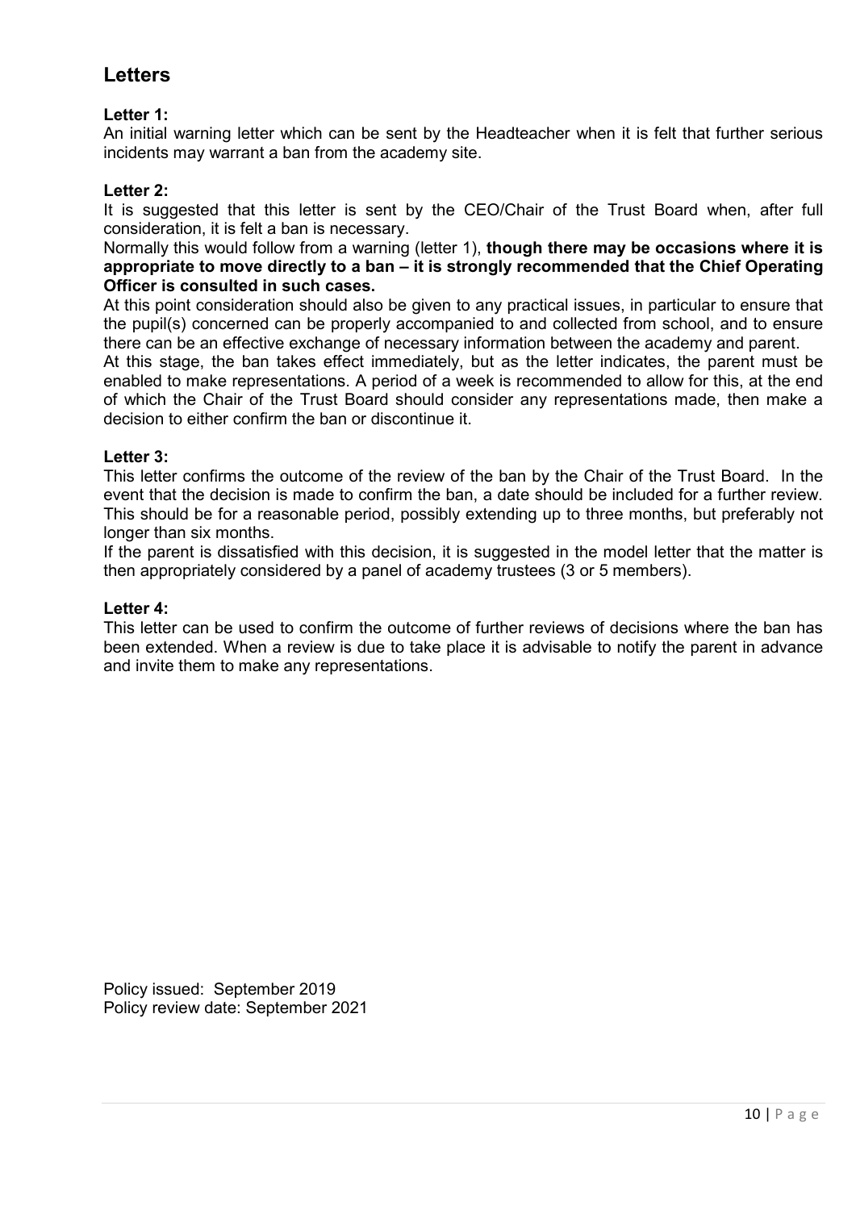## Letters

**Letter 1:**
An initial warning letter which can be sent by the Headteacher when it is felt that further serious incidents may warrant a ban from the academy site.

**Letter 2:**
It is suggested that this letter is sent by the CEO/Chair of the Trust Board when, after full consideration, it is felt a ban is necessary.
Normally this would follow from a warning (letter 1), **though there may be occasions where it is appropriate to move directly to a ban – it is strongly recommended that the Chief Operating Officer is consulted in such cases.**
At this point consideration should also be given to any practical issues, in particular to ensure that the pupil(s) concerned can be properly accompanied to and collected from school, and to ensure there can be an effective exchange of necessary information between the academy and parent.
At this stage, the ban takes effect immediately, but as the letter indicates, the parent must be enabled to make representations. A period of a week is recommended to allow for this, at the end of which the Chair of the Trust Board should consider any representations made, then make a decision to either confirm the ban or discontinue it.

**Letter 3:**
This letter confirms the outcome of the review of the ban by the Chair of the Trust Board. In the event that the decision is made to confirm the ban, a date should be included for a further review. This should be for a reasonable period, possibly extending up to three months, but preferably not longer than six months.
If the parent is dissatisfied with this decision, it is suggested in the model letter that the matter is then appropriately considered by a panel of academy trustees (3 or 5 members).

**Letter 4:**
This letter can be used to confirm the outcome of further reviews of decisions where the ban has been extended. When a review is due to take place it is advisable to notify the parent in advance and invite them to make any representations.

Policy issued: September 2019
Policy review date: September 2021